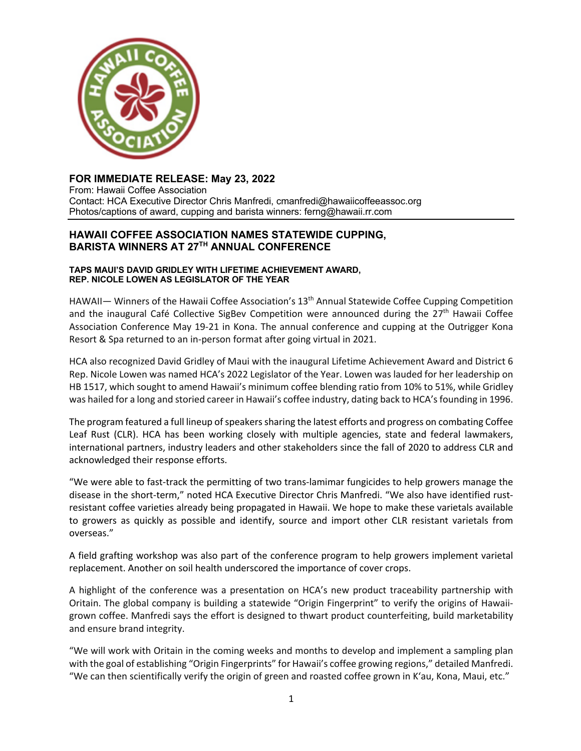**FOR IMMEDIATE RELEASE: May 23, 2022**
From: Hawaii Coffee Association
Contact: HCA Executive Director Chris Manfredi, cmanfredi@hawaiicoffeeassoc.org
Photos/captions of award, cupping and barista winners: ferng@hawaii.rr.com

# HAWAII COFFEE ASSOCIATION NAMES STATEWIDE CUPPING, BARISTA WINNERS AT 27TH ANNUAL CONFERENCE

### TAPS MAUI'S DAVID GRIDLEY WITH LIFETIME ACHIEVEMENT AWARD, REP. NICOLE LOWEN AS LEGISLATOR OF THE YEAR

HAWAII— Winners of the Hawaii Coffee Association's 13th Annual Statewide Coffee Cupping Competition and the inaugural Café Collective SigBev Competition were announced during the 27th Hawaii Coffee Association Conference May 19-21 in Kona. The annual conference and cupping at the Outrigger Kona Resort & Spa returned to an in-person format after going virtual in 2021.

HCA also recognized David Gridley of Maui with the inaugural Lifetime Achievement Award and District 6 Rep. Nicole Lowen was named HCA's 2022 Legislator of the Year. Lowen was lauded for her leadership on HB 1517, which sought to amend Hawaii's minimum coffee blending ratio from 10% to 51%, while Gridley was hailed for a long and storied career in Hawaii's coffee industry, dating back to HCA's founding in 1996.

The program featured a full lineup of speakers sharing the latest efforts and progress on combating Coffee Leaf Rust (CLR). HCA has been working closely with multiple agencies, state and federal lawmakers, international partners, industry leaders and other stakeholders since the fall of 2020 to address CLR and acknowledged their response efforts.

"We were able to fast-track the permitting of two trans-lamimar fungicides to help growers manage the disease in the short-term," noted HCA Executive Director Chris Manfredi. "We also have identified rust-resistant coffee varieties already being propagated in Hawaii. We hope to make these varietals available to growers as quickly as possible and identify, source and import other CLR resistant varietals from overseas."

A field grafting workshop was also part of the conference program to help growers implement varietal replacement. Another on soil health underscored the importance of cover crops.

A highlight of the conference was a presentation on HCA's new product traceability partnership with Oritain. The global company is building a statewide "Origin Fingerprint" to verify the origins of Hawaii-grown coffee. Manfredi says the effort is designed to thwart product counterfeiting, build marketability and ensure brand integrity.

"We will work with Oritain in the coming weeks and months to develop and implement a sampling plan with the goal of establishing "Origin Fingerprints" for Hawaii's coffee growing regions," detailed Manfredi. "We can then scientifically verify the origin of green and roasted coffee grown in K'au, Kona, Maui, etc."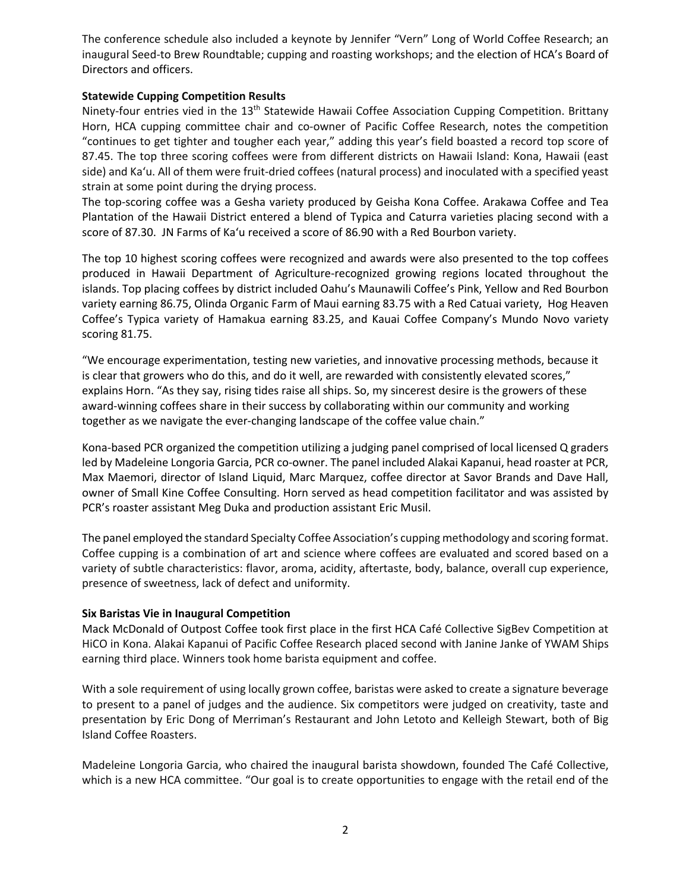The conference schedule also included a keynote by Jennifer "Vern" Long of World Coffee Research; an inaugural Seed-to Brew Roundtable; cupping and roasting workshops; and the election of HCA's Board of Directors and officers.

**Statewide Cupping Competition Results**

Ninety-four entries vied in the 13th Statewide Hawaii Coffee Association Cupping Competition. Brittany Horn, HCA cupping committee chair and co-owner of Pacific Coffee Research, notes the competition "continues to get tighter and tougher each year," adding this year's field boasted a record top score of 87.45. The top three scoring coffees were from different districts on Hawaii Island: Kona, Hawaii (east side) and Ka'u. All of them were fruit-dried coffees (natural process) and inoculated with a specified yeast strain at some point during the drying process.

The top-scoring coffee was a Gesha variety produced by Geisha Kona Coffee. Arakawa Coffee and Tea Plantation of the Hawaii District entered a blend of Typica and Caturra varieties placing second with a score of 87.30. JN Farms of Ka'u received a score of 86.90 with a Red Bourbon variety.

The top 10 highest scoring coffees were recognized and awards were also presented to the top coffees produced in Hawaii Department of Agriculture-recognized growing regions located throughout the islands. Top placing coffees by district included Oahu's Maunawili Coffee's Pink, Yellow and Red Bourbon variety earning 86.75, Olinda Organic Farm of Maui earning 83.75 with a Red Catuai variety, Hog Heaven Coffee's Typica variety of Hamakua earning 83.25, and Kauai Coffee Company's Mundo Novo variety scoring 81.75.

"We encourage experimentation, testing new varieties, and innovative processing methods, because it is clear that growers who do this, and do it well, are rewarded with consistently elevated scores," explains Horn. "As they say, rising tides raise all ships. So, my sincerest desire is the growers of these award-winning coffees share in their success by collaborating within our community and working together as we navigate the ever-changing landscape of the coffee value chain."

Kona-based PCR organized the competition utilizing a judging panel comprised of local licensed Q graders led by Madeleine Longoria Garcia, PCR co-owner. The panel included Alakai Kapanui, head roaster at PCR, Max Maemori, director of Island Liquid, Marc Marquez, coffee director at Savor Brands and Dave Hall, owner of Small Kine Coffee Consulting. Horn served as head competition facilitator and was assisted by PCR's roaster assistant Meg Duka and production assistant Eric Musil.

The panel employed the standard Specialty Coffee Association's cupping methodology and scoring format. Coffee cupping is a combination of art and science where coffees are evaluated and scored based on a variety of subtle characteristics: flavor, aroma, acidity, aftertaste, body, balance, overall cup experience, presence of sweetness, lack of defect and uniformity.

**Six Baristas Vie in Inaugural Competition**

Mack McDonald of Outpost Coffee took first place in the first HCA Café Collective SigBev Competition at HiCO in Kona. Alakai Kapanui of Pacific Coffee Research placed second with Janine Janke of YWAM Ships earning third place. Winners took home barista equipment and coffee.

With a sole requirement of using locally grown coffee, baristas were asked to create a signature beverage to present to a panel of judges and the audience. Six competitors were judged on creativity, taste and presentation by Eric Dong of Merriman's Restaurant and John Letoto and Kelleigh Stewart, both of Big Island Coffee Roasters.

Madeleine Longoria Garcia, who chaired the inaugural barista showdown, founded The Café Collective, which is a new HCA committee. "Our goal is to create opportunities to engage with the retail end of the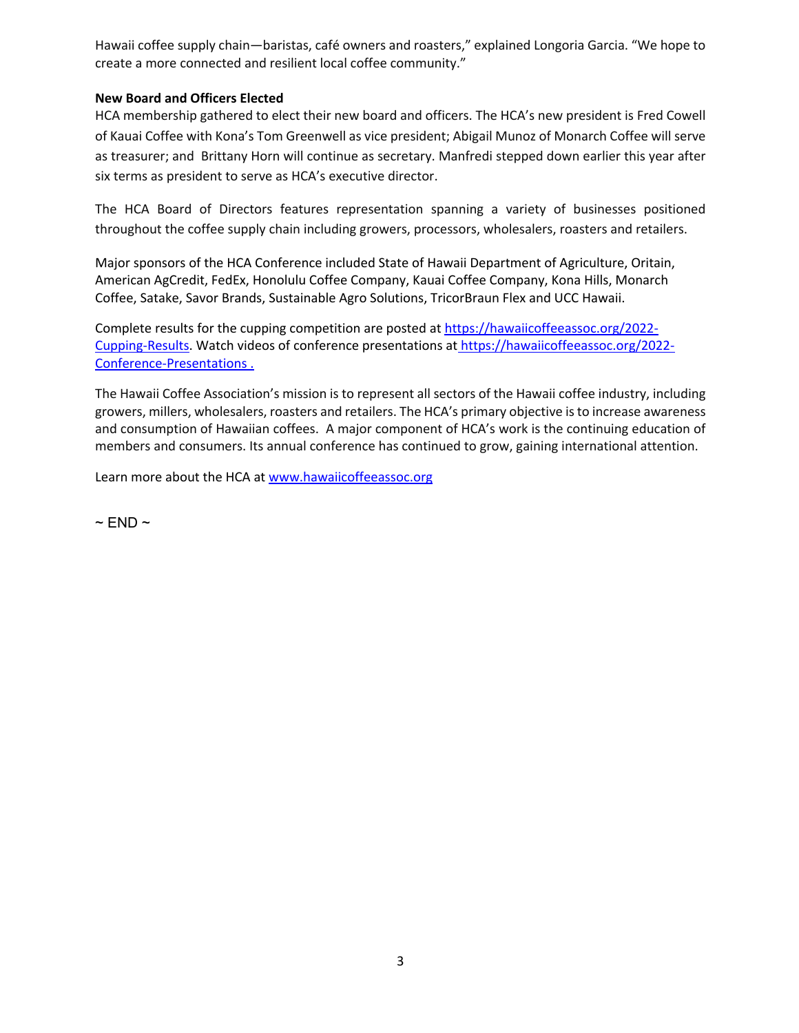Hawaii coffee supply chain—baristas, café owners and roasters," explained Longoria Garcia. "We hope to create a more connected and resilient local coffee community."

**New Board and Officers Elected**

HCA membership gathered to elect their new board and officers. The HCA's new president is Fred Cowell of Kauai Coffee with Kona's Tom Greenwell as vice president; Abigail Munoz of Monarch Coffee will serve as treasurer; and Brittany Horn will continue as secretary. Manfredi stepped down earlier this year after six terms as president to serve as HCA's executive director.

The HCA Board of Directors features representation spanning a variety of businesses positioned throughout the coffee supply chain including growers, processors, wholesalers, roasters and retailers.

Major sponsors of the HCA Conference included State of Hawaii Department of Agriculture, Oritain, American AgCredit, FedEx, Honolulu Coffee Company, Kauai Coffee Company, Kona Hills, Monarch Coffee, Satake, Savor Brands, Sustainable Agro Solutions, TricorBraun Flex and UCC Hawaii.

Complete results for the cupping competition are posted at [https://hawaiicoffeeassoc.org/2022-Cupping-Results](https://hawaiicoffeeassoc.org/2022-Cupping-Results). Watch videos of conference presentations at [https://hawaiicoffeeassoc.org/2022-Conference-Presentations](https://hawaiicoffeeassoc.org/2022-Conference-Presentations) .

The Hawaii Coffee Association's mission is to represent all sectors of the Hawaii coffee industry, including growers, millers, wholesalers, roasters and retailers. The HCA's primary objective is to increase awareness and consumption of Hawaiian coffees. A major component of HCA's work is the continuing education of members and consumers. Its annual conference has continued to grow, gaining international attention.

Learn more about the HCA at [www.hawaiicoffeeassoc.org](http://www.hawaiicoffeeassoc.org)

~ END ~